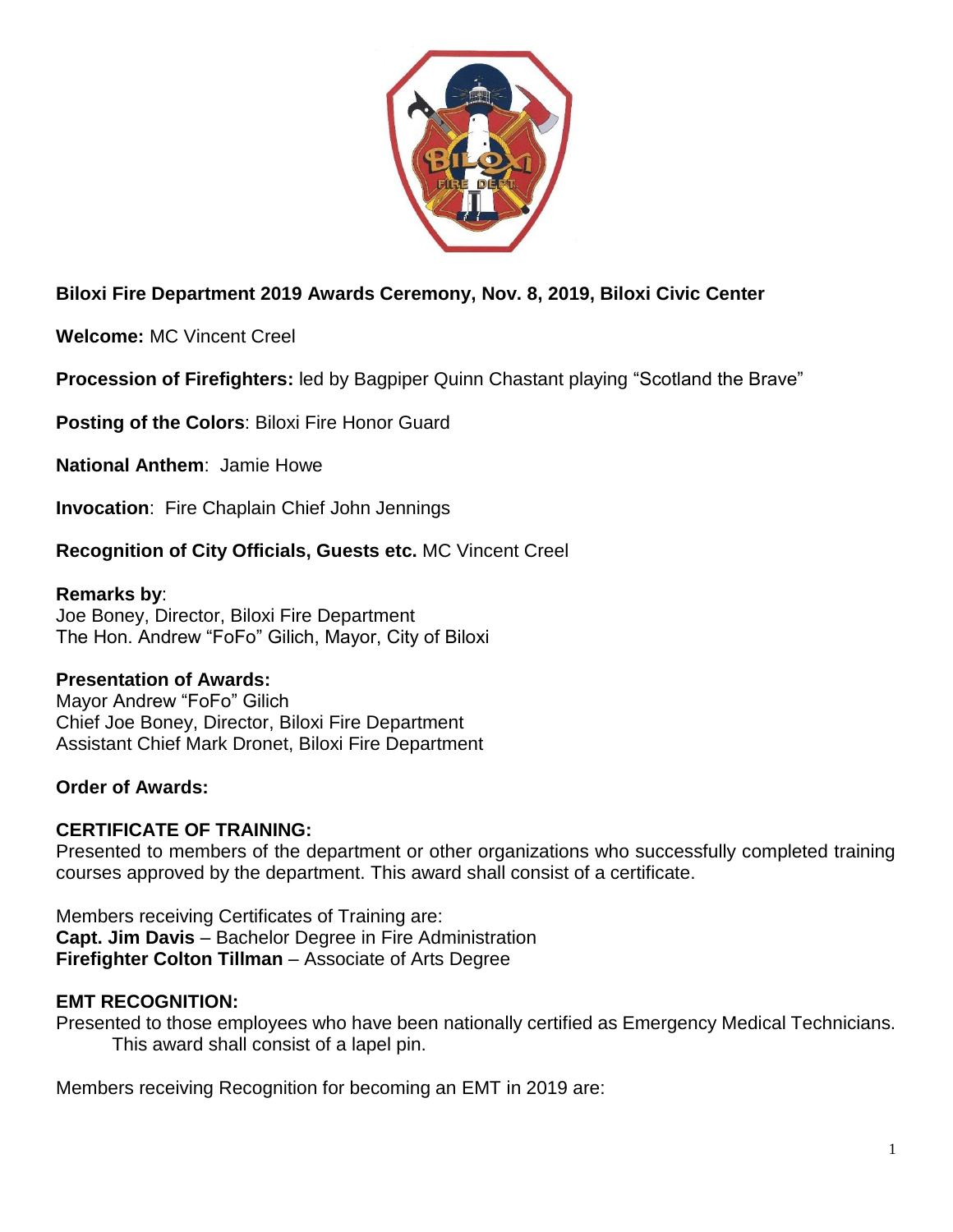**Biloxi Fire Department 2019 Awards Ceremony, Nov. 8, 2019, Biloxi Civic Center**

**Welcome:** MC Vincent Creel

**Procession of Firefighters:** led by Bagpiper Quinn Chastant playing "Scotland the Brave"

**Posting of the Colors**: Biloxi Fire Honor Guard

**National Anthem**: Jamie Howe

**Invocation**: Fire Chaplain Chief John Jennings

**Recognition of City Officials, Guests etc.** MC Vincent Creel

**Remarks by**:
Joe Boney, Director, Biloxi Fire Department
The Hon. Andrew "FoFo" Gilich, Mayor, City of Biloxi

**Presentation of Awards:**
Mayor Andrew "FoFo" Gilich
Chief Joe Boney, Director, Biloxi Fire Department
Assistant Chief Mark Dronet, Biloxi Fire Department

**Order of Awards:**

**CERTIFICATE OF TRAINING:**
Presented to members of the department or other organizations who successfully completed training courses approved by the department. This award shall consist of a certificate.

Members receiving Certificates of Training are:
**Capt. Jim Davis** – Bachelor Degree in Fire Administration
**Firefighter Colton Tillman** – Associate of Arts Degree

**EMT RECOGNITION:**
Presented to those employees who have been nationally certified as Emergency Medical Technicians. This award shall consist of a lapel pin.

Members receiving Recognition for becoming an EMT in 2019 are: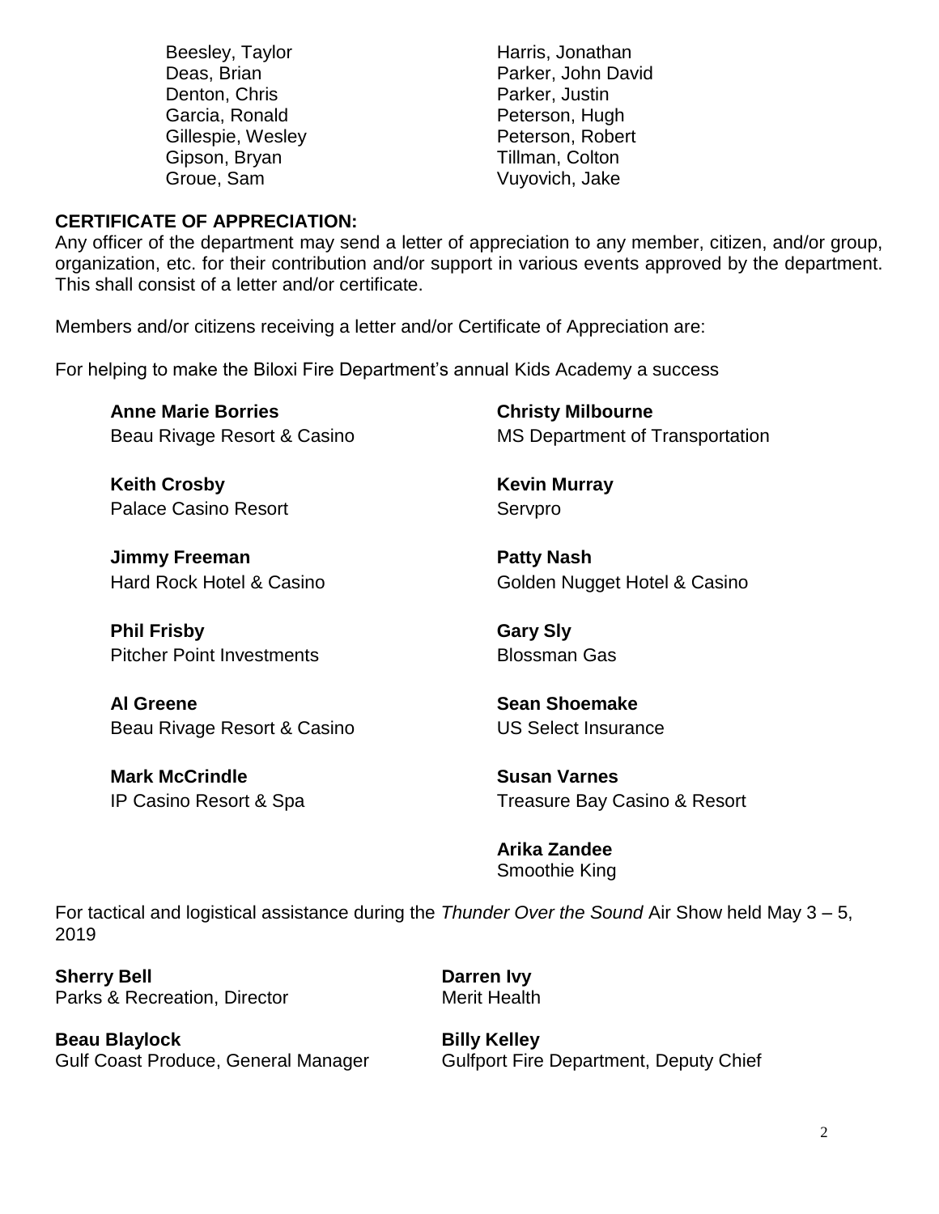Beesley, Taylor
Deas, Brian
Denton, Chris
Garcia, Ronald
Gillespie, Wesley
Gipson, Bryan
Groue, Sam
Harris, Jonathan
Parker, John David
Parker, Justin
Peterson, Hugh
Peterson, Robert
Tillman, Colton
Vuyovich, Jake

**CERTIFICATE OF APPRECIATION:**

Any officer of the department may send a letter of appreciation to any member, citizen, and/or group, organization, etc. for their contribution and/or support in various events approved by the department. This shall consist of a letter and/or certificate.

Members and/or citizens receiving a letter and/or Certificate of Appreciation are:

For helping to make the Biloxi Fire Department's annual Kids Academy a success

**Anne Marie Borries**
Beau Rivage Resort & Casino

**Keith Crosby**
Palace Casino Resort

**Jimmy Freeman**
Hard Rock Hotel & Casino

**Phil Frisby**
Pitcher Point Investments

**Al Greene**
Beau Rivage Resort & Casino

**Mark McCrindle**
IP Casino Resort & Spa

**Christy Milbourne**
MS Department of Transportation

**Kevin Murray**
Servpro

**Patty Nash**
Golden Nugget Hotel & Casino

**Gary Sly**
Blossman Gas

**Sean Shoemake**
US Select Insurance

**Susan Varnes**
Treasure Bay Casino & Resort

**Arika Zandee**
Smoothie King

For tactical and logistical assistance during the *Thunder Over the Sound* Air Show held May 3 – 5, 2019

**Sherry Bell**
Parks & Recreation, Director

**Beau Blaylock**
Gulf Coast Produce, General Manager

**Darren Ivy**
Merit Health

**Billy Kelley**
Gulfport Fire Department, Deputy Chief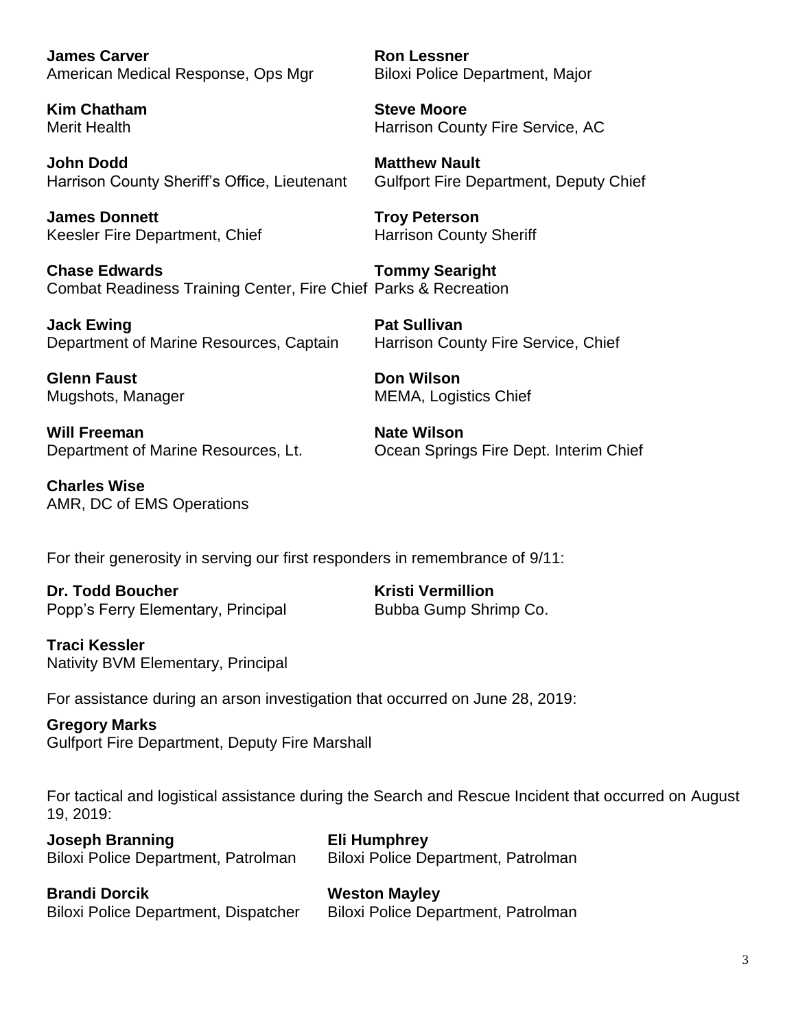**James Carver**
American Medical Response, Ops Mgr

**Kim Chatham**
Merit Health

**John Dodd**
Harrison County Sheriff's Office, Lieutenant

**James Donnett**
Keesler Fire Department, Chief

**Chase Edwards**
Combat Readiness Training Center, Fire Chief

**Jack Ewing**
Department of Marine Resources, Captain

**Glenn Faust**
Mugshots, Manager

**Will Freeman**
Department of Marine Resources, Lt.

**Charles Wise**
AMR, DC of EMS Operations

**Ron Lessner**
Biloxi Police Department, Major

**Steve Moore**
Harrison County Fire Service, AC

**Matthew Nault**
Gulfport Fire Department, Deputy Chief

**Troy Peterson**
Harrison County Sheriff

**Tommy Searight**
Parks & Recreation

**Pat Sullivan**
Harrison County Fire Service, Chief

**Don Wilson**
MEMA, Logistics Chief

**Nate Wilson**
Ocean Springs Fire Dept. Interim Chief

For their generosity in serving our first responders in remembrance of 9/11:

**Dr. Todd Boucher**
Popp's Ferry Elementary, Principal

**Traci Kessler**
Nativity BVM Elementary, Principal

**Kristi Vermillion**
Bubba Gump Shrimp Co.

For assistance during an arson investigation that occurred on June 28, 2019:

**Gregory Marks**
Gulfport Fire Department, Deputy Fire Marshall

For tactical and logistical assistance during the Search and Rescue Incident that occurred on August 19, 2019:

**Joseph Branning**
Biloxi Police Department, Patrolman

**Brandi Dorcik**
Biloxi Police Department, Dispatcher

**Eli Humphrey**
Biloxi Police Department, Patrolman

**Weston Mayley**
Biloxi Police Department, Patrolman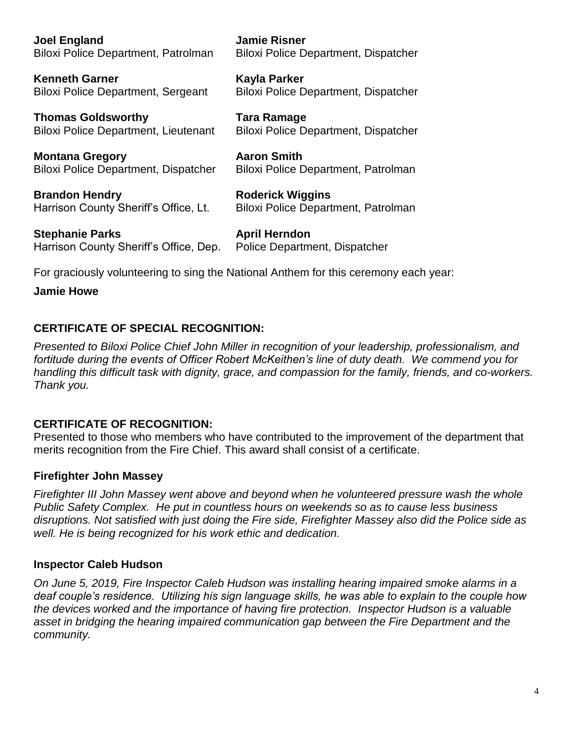**Joel England**
Biloxi Police Department, Patrolman

**Kenneth Garner**
Biloxi Police Department, Sergeant

**Thomas Goldsworthy**
Biloxi Police Department, Lieutenant

**Montana Gregory**
Biloxi Police Department, Dispatcher

**Brandon Hendry**
Harrison County Sheriff's Office, Lt.

**Stephanie Parks**
Harrison County Sheriff's Office, Dep.

**Jamie Risner**
Biloxi Police Department, Dispatcher

**Kayla Parker**
Biloxi Police Department, Dispatcher

**Tara Ramage**
Biloxi Police Department, Dispatcher

**Aaron Smith**
Biloxi Police Department, Patrolman

**Roderick Wiggins**
Biloxi Police Department, Patrolman

**April Herndon**
Police Department, Dispatcher

For graciously volunteering to sing the National Anthem for this ceremony each year:

**Jamie Howe**

### CERTIFICATE OF SPECIAL RECOGNITION:

*Presented to Biloxi Police Chief John Miller in recognition of your leadership, professionalism, and fortitude during the events of Officer Robert McKeithen's line of duty death. We commend you for handling this difficult task with dignity, grace, and compassion for the family, friends, and co-workers. Thank you.*

### CERTIFICATE OF RECOGNITION:

Presented to those who members who have contributed to the improvement of the department that merits recognition from the Fire Chief. This award shall consist of a certificate.

### Firefighter John Massey

*Firefighter III John Massey went above and beyond when he volunteered pressure wash the whole Public Safety Complex. He put in countless hours on weekends so as to cause less business disruptions. Not satisfied with just doing the Fire side, Firefighter Massey also did the Police side as well. He is being recognized for his work ethic and dedication.*

### Inspector Caleb Hudson

*On June 5, 2019, Fire Inspector Caleb Hudson was installing hearing impaired smoke alarms in a deaf couple's residence. Utilizing his sign language skills, he was able to explain to the couple how the devices worked and the importance of having fire protection. Inspector Hudson is a valuable asset in bridging the hearing impaired communication gap between the Fire Department and the community.*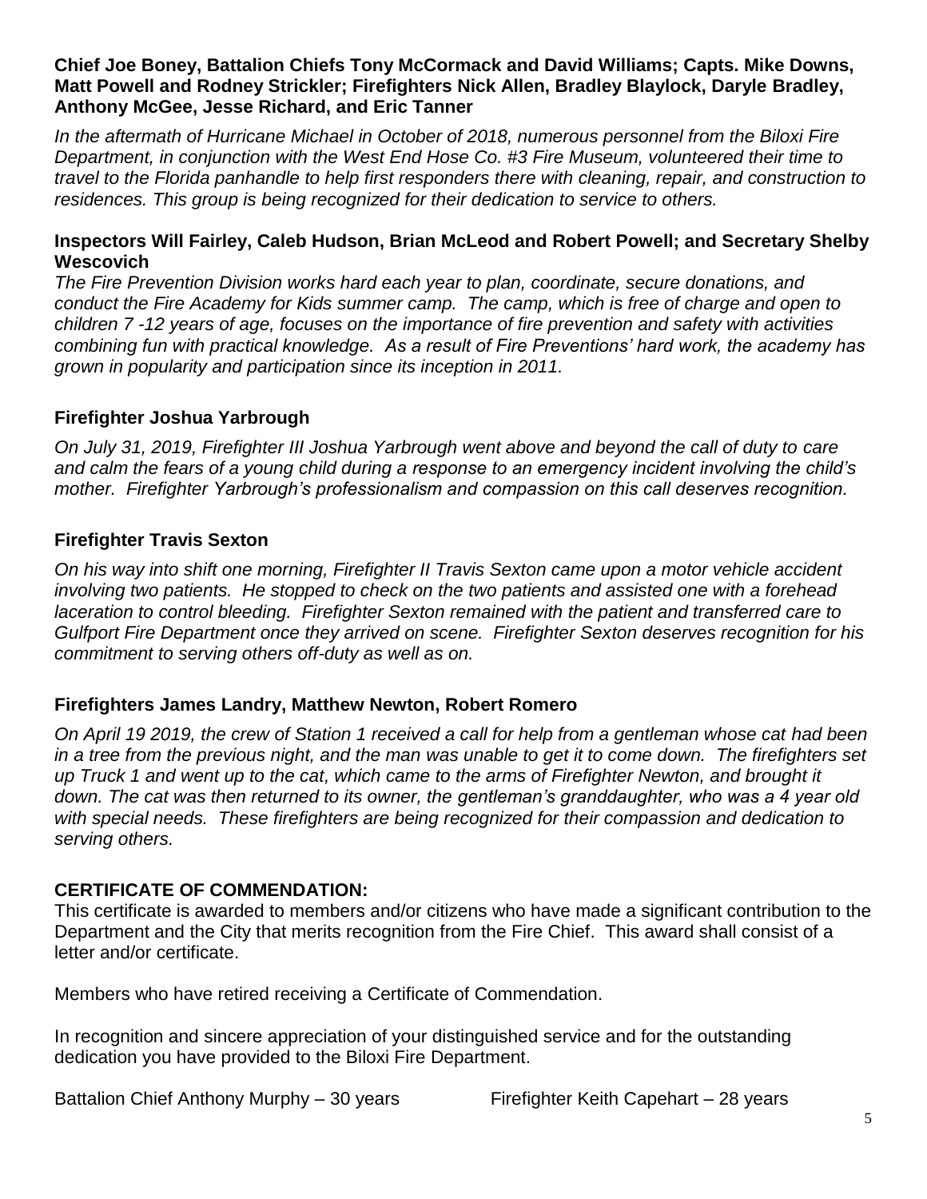**Chief Joe Boney, Battalion Chiefs Tony McCormack and David Williams; Capts. Mike Downs, Matt Powell and Rodney Strickler; Firefighters Nick Allen, Bradley Blaylock, Daryle Bradley, Anthony McGee, Jesse Richard, and Eric Tanner**

*In the aftermath of Hurricane Michael in October of 2018, numerous personnel from the Biloxi Fire Department, in conjunction with the West End Hose Co. #3 Fire Museum, volunteered their time to travel to the Florida panhandle to help first responders there with cleaning, repair, and construction to residences. This group is being recognized for their dedication to service to others.*

**Inspectors Will Fairley, Caleb Hudson, Brian McLeod and Robert Powell; and Secretary Shelby Wescovich**

*The Fire Prevention Division works hard each year to plan, coordinate, secure donations, and conduct the Fire Academy for Kids summer camp. The camp, which is free of charge and open to children 7 -12 years of age, focuses on the importance of fire prevention and safety with activities combining fun with practical knowledge. As a result of Fire Preventions' hard work, the academy has grown in popularity and participation since its inception in 2011.*

**Firefighter Joshua Yarbrough**

*On July 31, 2019, Firefighter III Joshua Yarbrough went above and beyond the call of duty to care and calm the fears of a young child during a response to an emergency incident involving the child's mother. Firefighter Yarbrough's professionalism and compassion on this call deserves recognition.*

**Firefighter Travis Sexton**

*On his way into shift one morning, Firefighter II Travis Sexton came upon a motor vehicle accident involving two patients. He stopped to check on the two patients and assisted one with a forehead laceration to control bleeding. Firefighter Sexton remained with the patient and transferred care to Gulfport Fire Department once they arrived on scene. Firefighter Sexton deserves recognition for his commitment to serving others off-duty as well as on.*

**Firefighters James Landry, Matthew Newton, Robert Romero**

*On April 19 2019, the crew of Station 1 received a call for help from a gentleman whose cat had been in a tree from the previous night, and the man was unable to get it to come down. The firefighters set up Truck 1 and went up to the cat, which came to the arms of Firefighter Newton, and brought it down. The cat was then returned to its owner, the gentleman's granddaughter, who was a 4 year old with special needs. These firefighters are being recognized for their compassion and dedication to serving others.*

**CERTIFICATE OF COMMENDATION:**

This certificate is awarded to members and/or citizens who have made a significant contribution to the Department and the City that merits recognition from the Fire Chief. This award shall consist of a letter and/or certificate.

Members who have retired receiving a Certificate of Commendation.

In recognition and sincere appreciation of your distinguished service and for the outstanding dedication you have provided to the Biloxi Fire Department.

Battalion Chief Anthony Murphy – 30 years

Firefighter Keith Capehart – 28 years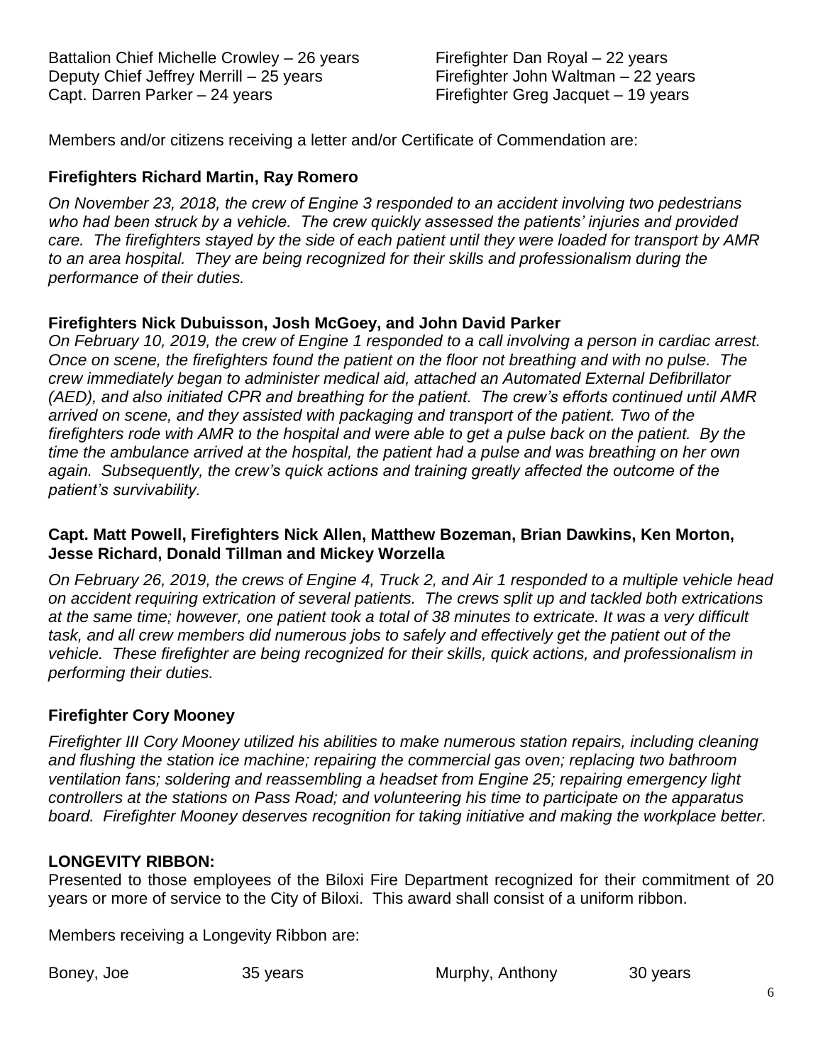Battalion Chief Michelle Crowley – 26 years
Deputy Chief Jeffrey Merrill – 25 years
Capt. Darren Parker – 24 years
Firefighter Dan Royal – 22 years
Firefighter John Waltman – 22 years
Firefighter Greg Jacquet – 19 years

Members and/or citizens receiving a letter and/or Certificate of Commendation are:

**Firefighters Richard Martin, Ray Romero**

*On November 23, 2018, the crew of Engine 3 responded to an accident involving two pedestrians who had been struck by a vehicle. The crew quickly assessed the patients' injuries and provided care. The firefighters stayed by the side of each patient until they were loaded for transport by AMR to an area hospital. They are being recognized for their skills and professionalism during the performance of their duties.*

**Firefighters Nick Dubuisson, Josh McGoey, and John David Parker**

*On February 10, 2019, the crew of Engine 1 responded to a call involving a person in cardiac arrest. Once on scene, the firefighters found the patient on the floor not breathing and with no pulse. The crew immediately began to administer medical aid, attached an Automated External Defibrillator (AED), and also initiated CPR and breathing for the patient. The crew's efforts continued until AMR arrived on scene, and they assisted with packaging and transport of the patient. Two of the firefighters rode with AMR to the hospital and were able to get a pulse back on the patient. By the time the ambulance arrived at the hospital, the patient had a pulse and was breathing on her own again. Subsequently, the crew's quick actions and training greatly affected the outcome of the patient's survivability.*

**Capt. Matt Powell, Firefighters Nick Allen, Matthew Bozeman, Brian Dawkins, Ken Morton, Jesse Richard, Donald Tillman and Mickey Worzella**

*On February 26, 2019, the crews of Engine 4, Truck 2, and Air 1 responded to a multiple vehicle head on accident requiring extrication of several patients. The crews split up and tackled both extrications at the same time; however, one patient took a total of 38 minutes to extricate. It was a very difficult task, and all crew members did numerous jobs to safely and effectively get the patient out of the vehicle. These firefighter are being recognized for their skills, quick actions, and professionalism in performing their duties.*

**Firefighter Cory Mooney**

*Firefighter III Cory Mooney utilized his abilities to make numerous station repairs, including cleaning and flushing the station ice machine; repairing the commercial gas oven; replacing two bathroom ventilation fans; soldering and reassembling a headset from Engine 25; repairing emergency light controllers at the stations on Pass Road; and volunteering his time to participate on the apparatus board. Firefighter Mooney deserves recognition for taking initiative and making the workplace better.*

**LONGEVITY RIBBON:**

Presented to those employees of the Biloxi Fire Department recognized for their commitment of 20 years or more of service to the City of Biloxi. This award shall consist of a uniform ribbon.

Members receiving a Longevity Ribbon are:

| | | | |
|---|---|---|---|
| Boney, Joe | 35 years | Murphy, Anthony | 30 years |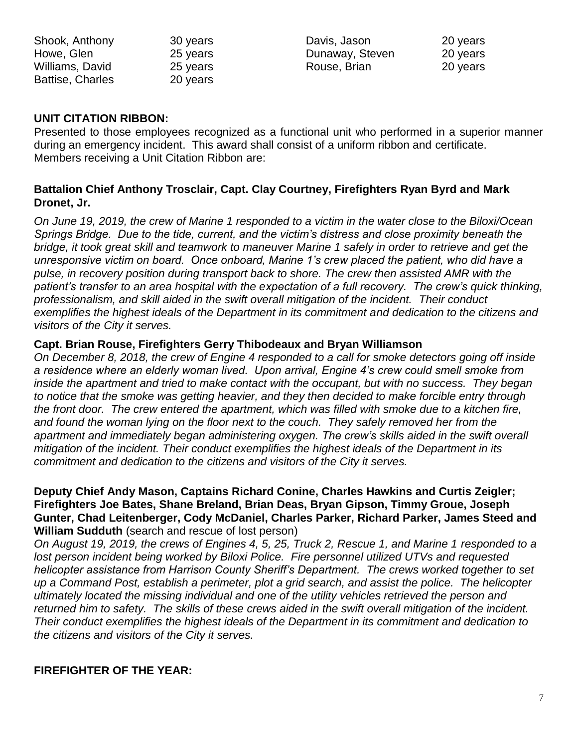| | | | |
|---|---|---|---|
| Shook, Anthony | 30 years | Davis, Jason | 20 years |
| Howe, Glen | 25 years | Dunaway, Steven | 20 years |
| Williams, David | 25 years | Rouse, Brian | 20 years |
| Battise, Charles | 20 years | | |

**UNIT CITATION RIBBON:**

Presented to those employees recognized as a functional unit who performed in a superior manner during an emergency incident. This award shall consist of a uniform ribbon and certificate.
Members receiving a Unit Citation Ribbon are:

**Battalion Chief Anthony Trosclair, Capt. Clay Courtney, Firefighters Ryan Byrd and Mark Dronet, Jr.**

*On June 19, 2019, the crew of Marine 1 responded to a victim in the water close to the Biloxi/Ocean Springs Bridge. Due to the tide, current, and the victim's distress and close proximity beneath the bridge, it took great skill and teamwork to maneuver Marine 1 safely in order to retrieve and get the unresponsive victim on board. Once onboard, Marine 1's crew placed the patient, who did have a pulse, in recovery position during transport back to shore. The crew then assisted AMR with the patient's transfer to an area hospital with the expectation of a full recovery. The crew's quick thinking, professionalism, and skill aided in the swift overall mitigation of the incident. Their conduct exemplifies the highest ideals of the Department in its commitment and dedication to the citizens and visitors of the City it serves.*

**Capt. Brian Rouse, Firefighters Gerry Thibodeaux and Bryan Williamson**

*On December 8, 2018, the crew of Engine 4 responded to a call for smoke detectors going off inside a residence where an elderly woman lived. Upon arrival, Engine 4's crew could smell smoke from inside the apartment and tried to make contact with the occupant, but with no success. They began to notice that the smoke was getting heavier, and they then decided to make forcible entry through the front door. The crew entered the apartment, which was filled with smoke due to a kitchen fire, and found the woman lying on the floor next to the couch. They safely removed her from the apartment and immediately began administering oxygen. The crew's skills aided in the swift overall mitigation of the incident. Their conduct exemplifies the highest ideals of the Department in its commitment and dedication to the citizens and visitors of the City it serves.*

**Deputy Chief Andy Mason, Captains Richard Conine, Charles Hawkins and Curtis Zeigler; Firefighters Joe Bates, Shane Breland, Brian Deas, Bryan Gipson, Timmy Groue, Joseph Gunter, Chad Leitenberger, Cody McDaniel, Charles Parker, Richard Parker, James Steed and William Sudduth** (search and rescue of lost person)

*On August 19, 2019, the crews of Engines 4, 5, 25, Truck 2, Rescue 1, and Marine 1 responded to a lost person incident being worked by Biloxi Police. Fire personnel utilized UTVs and requested helicopter assistance from Harrison County Sheriff's Department. The crews worked together to set up a Command Post, establish a perimeter, plot a grid search, and assist the police. The helicopter ultimately located the missing individual and one of the utility vehicles retrieved the person and returned him to safety. The skills of these crews aided in the swift overall mitigation of the incident. Their conduct exemplifies the highest ideals of the Department in its commitment and dedication to the citizens and visitors of the City it serves.*

**FIREFIGHTER OF THE YEAR:**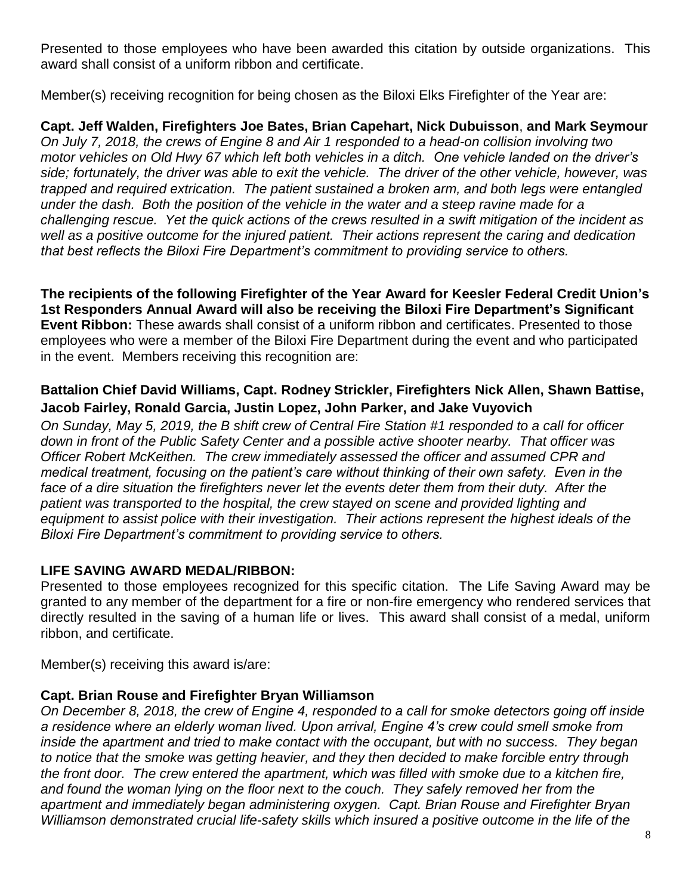Presented to those employees who have been awarded this citation by outside organizations. This award shall consist of a uniform ribbon and certificate.

Member(s) receiving recognition for being chosen as the Biloxi Elks Firefighter of the Year are:

**Capt. Jeff Walden, Firefighters Joe Bates, Brian Capehart, Nick Dubuisson**, **and Mark Seymour**
*On July 7, 2018, the crews of Engine 8 and Air 1 responded to a head-on collision involving two motor vehicles on Old Hwy 67 which left both vehicles in a ditch. One vehicle landed on the driver's side; fortunately, the driver was able to exit the vehicle. The driver of the other vehicle, however, was trapped and required extrication. The patient sustained a broken arm, and both legs were entangled under the dash. Both the position of the vehicle in the water and a steep ravine made for a challenging rescue. Yet the quick actions of the crews resulted in a swift mitigation of the incident as well as a positive outcome for the injured patient. Their actions represent the caring and dedication that best reflects the Biloxi Fire Department's commitment to providing service to others.*

**The recipients of the following Firefighter of the Year Award for Keesler Federal Credit Union's 1st Responders Annual Award will also be receiving the Biloxi Fire Department's Significant Event Ribbon:** These awards shall consist of a uniform ribbon and certificates. Presented to those employees who were a member of the Biloxi Fire Department during the event and who participated in the event. Members receiving this recognition are:

**Battalion Chief David Williams, Capt. Rodney Strickler, Firefighters Nick Allen, Shawn Battise, Jacob Fairley, Ronald Garcia, Justin Lopez, John Parker, and Jake Vuyovich**
*On Sunday, May 5, 2019, the B shift crew of Central Fire Station #1 responded to a call for officer down in front of the Public Safety Center and a possible active shooter nearby. That officer was Officer Robert McKeithen. The crew immediately assessed the officer and assumed CPR and medical treatment, focusing on the patient's care without thinking of their own safety. Even in the face of a dire situation the firefighters never let the events deter them from their duty. After the patient was transported to the hospital, the crew stayed on scene and provided lighting and equipment to assist police with their investigation. Their actions represent the highest ideals of the Biloxi Fire Department's commitment to providing service to others.*

**LIFE SAVING AWARD MEDAL/RIBBON:**
Presented to those employees recognized for this specific citation. The Life Saving Award may be granted to any member of the department for a fire or non-fire emergency who rendered services that directly resulted in the saving of a human life or lives. This award shall consist of a medal, uniform ribbon, and certificate.

Member(s) receiving this award is/are:

**Capt. Brian Rouse and Firefighter Bryan Williamson**
*On December 8, 2018, the crew of Engine 4, responded to a call for smoke detectors going off inside a residence where an elderly woman lived. Upon arrival, Engine 4's crew could smell smoke from inside the apartment and tried to make contact with the occupant, but with no success. They began to notice that the smoke was getting heavier, and they then decided to make forcible entry through the front door. The crew entered the apartment, which was filled with smoke due to a kitchen fire, and found the woman lying on the floor next to the couch. They safely removed her from the apartment and immediately began administering oxygen. Capt. Brian Rouse and Firefighter Bryan Williamson demonstrated crucial life-safety skills which insured a positive outcome in the life of the*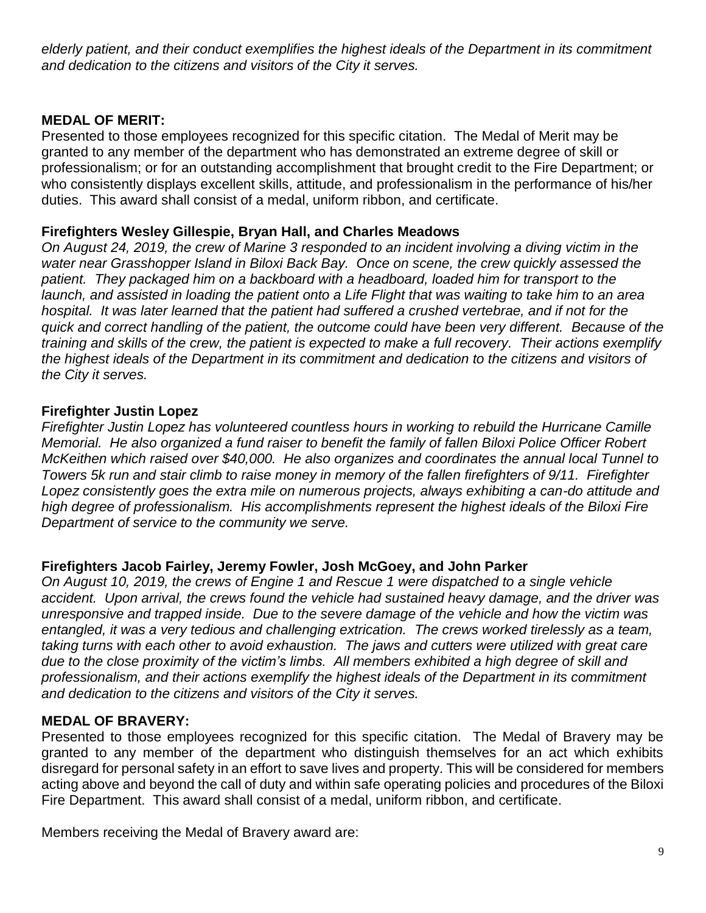*elderly patient, and their conduct exemplifies the highest ideals of the Department in its commitment and dedication to the citizens and visitors of the City it serves.*

**MEDAL OF MERIT:**

Presented to those employees recognized for this specific citation. The Medal of Merit may be granted to any member of the department who has demonstrated an extreme degree of skill or professionalism; or for an outstanding accomplishment that brought credit to the Fire Department; or who consistently displays excellent skills, attitude, and professionalism in the performance of his/her duties. This award shall consist of a medal, uniform ribbon, and certificate.

**Firefighters Wesley Gillespie, Bryan Hall, and Charles Meadows**

*On August 24, 2019, the crew of Marine 3 responded to an incident involving a diving victim in the water near Grasshopper Island in Biloxi Back Bay. Once on scene, the crew quickly assessed the patient. They packaged him on a backboard with a headboard, loaded him for transport to the launch, and assisted in loading the patient onto a Life Flight that was waiting to take him to an area hospital. It was later learned that the patient had suffered a crushed vertebrae, and if not for the quick and correct handling of the patient, the outcome could have been very different. Because of the training and skills of the crew, the patient is expected to make a full recovery. Their actions exemplify the highest ideals of the Department in its commitment and dedication to the citizens and visitors of the City it serves.*

**Firefighter Justin Lopez**

*Firefighter Justin Lopez has volunteered countless hours in working to rebuild the Hurricane Camille Memorial. He also organized a fund raiser to benefit the family of fallen Biloxi Police Officer Robert McKeithen which raised over $40,000. He also organizes and coordinates the annual local Tunnel to Towers 5k run and stair climb to raise money in memory of the fallen firefighters of 9/11. Firefighter Lopez consistently goes the extra mile on numerous projects, always exhibiting a can-do attitude and high degree of professionalism. His accomplishments represent the highest ideals of the Biloxi Fire Department of service to the community we serve.*

**Firefighters Jacob Fairley, Jeremy Fowler, Josh McGoey, and John Parker**

*On August 10, 2019, the crews of Engine 1 and Rescue 1 were dispatched to a single vehicle accident. Upon arrival, the crews found the vehicle had sustained heavy damage, and the driver was unresponsive and trapped inside. Due to the severe damage of the vehicle and how the victim was entangled, it was a very tedious and challenging extrication. The crews worked tirelessly as a team, taking turns with each other to avoid exhaustion. The jaws and cutters were utilized with great care due to the close proximity of the victim's limbs. All members exhibited a high degree of skill and professionalism, and their actions exemplify the highest ideals of the Department in its commitment and dedication to the citizens and visitors of the City it serves.*

**MEDAL OF BRAVERY:**

Presented to those employees recognized for this specific citation. The Medal of Bravery may be granted to any member of the department who distinguish themselves for an act which exhibits disregard for personal safety in an effort to save lives and property. This will be considered for members acting above and beyond the call of duty and within safe operating policies and procedures of the Biloxi Fire Department. This award shall consist of a medal, uniform ribbon, and certificate.

Members receiving the Medal of Bravery award are: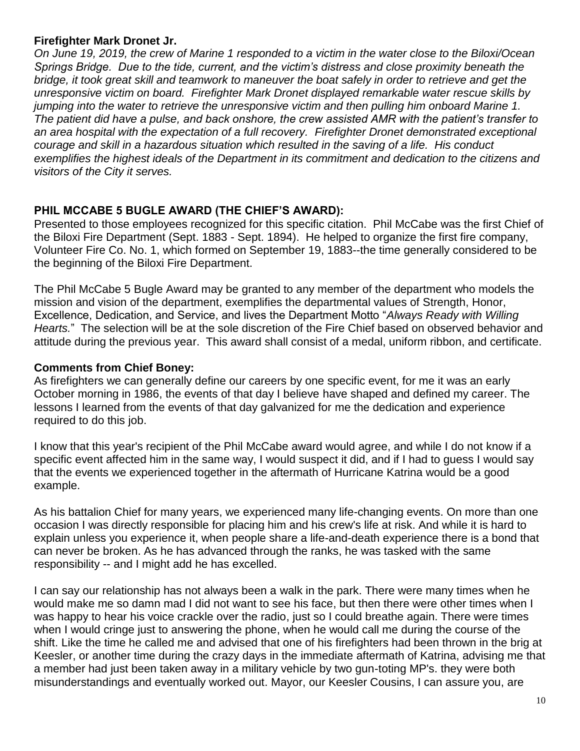**Firefighter Mark Dronet Jr.**

*On June 19, 2019, the crew of Marine 1 responded to a victim in the water close to the Biloxi/Ocean Springs Bridge. Due to the tide, current, and the victim's distress and close proximity beneath the bridge, it took great skill and teamwork to maneuver the boat safely in order to retrieve and get the unresponsive victim on board. Firefighter Mark Dronet displayed remarkable water rescue skills by jumping into the water to retrieve the unresponsive victim and then pulling him onboard Marine 1. The patient did have a pulse, and back onshore, the crew assisted AMR with the patient's transfer to an area hospital with the expectation of a full recovery. Firefighter Dronet demonstrated exceptional courage and skill in a hazardous situation which resulted in the saving of a life. His conduct exemplifies the highest ideals of the Department in its commitment and dedication to the citizens and visitors of the City it serves.*

## PHIL MCCABE 5 BUGLE AWARD (THE CHIEF'S AWARD):

Presented to those employees recognized for this specific citation. Phil McCabe was the first Chief of the Biloxi Fire Department (Sept. 1883 - Sept. 1894). He helped to organize the first fire company, Volunteer Fire Co. No. 1, which formed on September 19, 1883--the time generally considered to be the beginning of the Biloxi Fire Department.

The Phil McCabe 5 Bugle Award may be granted to any member of the department who models the mission and vision of the department, exemplifies the departmental values of Strength, Honor, Excellence, Dedication, and Service, and lives the Department Motto "*Always Ready with Willing Hearts.*" The selection will be at the sole discretion of the Fire Chief based on observed behavior and attitude during the previous year. This award shall consist of a medal, uniform ribbon, and certificate.

**Comments from Chief Boney:**

As firefighters we can generally define our careers by one specific event, for me it was an early October morning in 1986, the events of that day I believe have shaped and defined my career. The lessons I learned from the events of that day galvanized for me the dedication and experience required to do this job.

I know that this year's recipient of the Phil McCabe award would agree, and while I do not know if a specific event affected him in the same way, I would suspect it did, and if I had to guess I would say that the events we experienced together in the aftermath of Hurricane Katrina would be a good example.

As his battalion Chief for many years, we experienced many life-changing events. On more than one occasion I was directly responsible for placing him and his crew's life at risk. And while it is hard to explain unless you experience it, when people share a life-and-death experience there is a bond that can never be broken. As he has advanced through the ranks, he was tasked with the same responsibility -- and I might add he has excelled.

I can say our relationship has not always been a walk in the park. There were many times when he would make me so damn mad I did not want to see his face, but then there were other times when I was happy to hear his voice crackle over the radio, just so I could breathe again. There were times when I would cringe just to answering the phone, when he would call me during the course of the shift. Like the time he called me and advised that one of his firefighters had been thrown in the brig at Keesler, or another time during the crazy days in the immediate aftermath of Katrina, advising me that a member had just been taken away in a military vehicle by two gun-toting MP's. they were both misunderstandings and eventually worked out. Mayor, our Keesler Cousins, I can assure you, are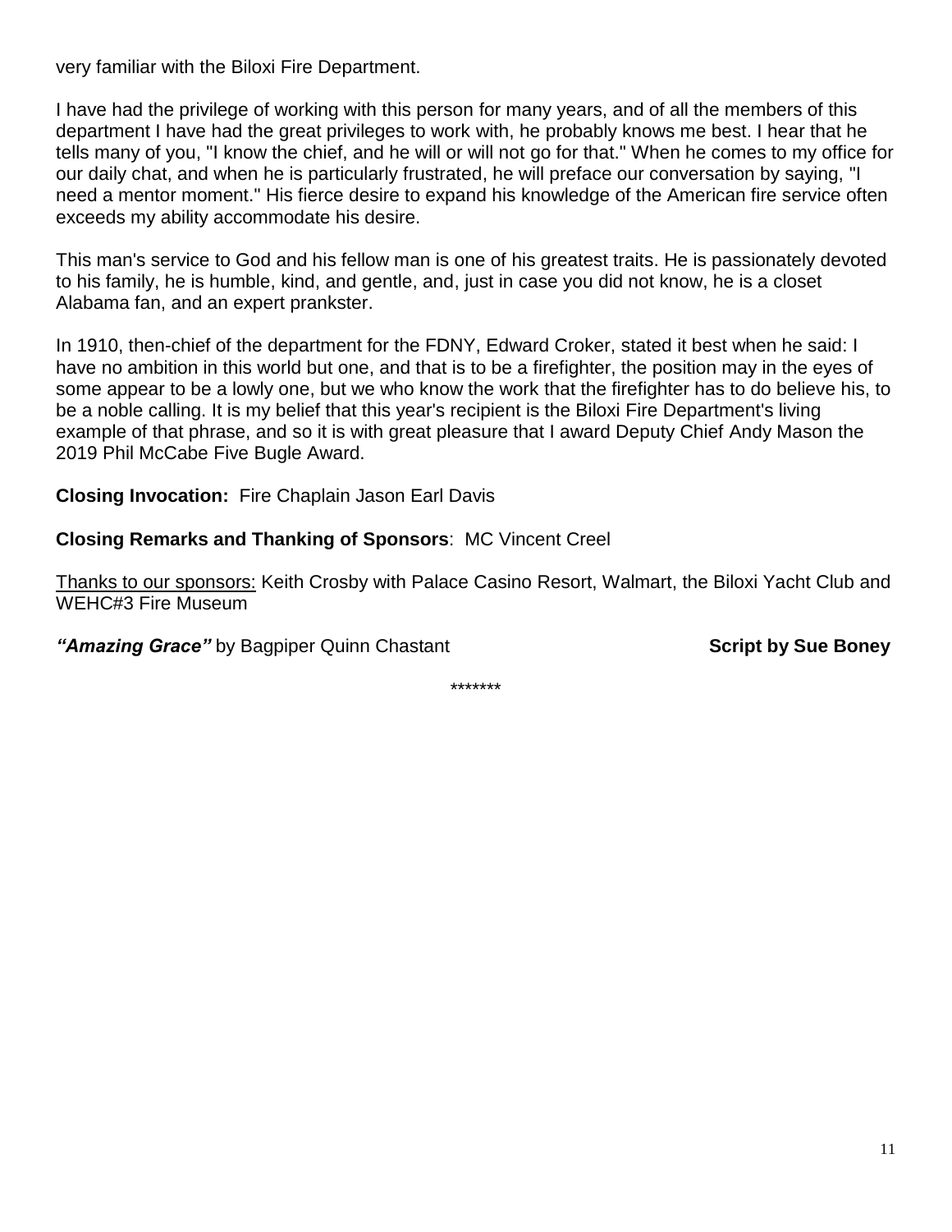very familiar with the Biloxi Fire Department.

I have had the privilege of working with this person for many years, and of all the members of this department I have had the great privileges to work with, he probably knows me best. I hear that he tells many of you, "I know the chief, and he will or will not go for that." When he comes to my office for our daily chat, and when he is particularly frustrated, he will preface our conversation by saying, "I need a mentor moment." His fierce desire to expand his knowledge of the American fire service often exceeds my ability accommodate his desire.

This man's service to God and his fellow man is one of his greatest traits. He is passionately devoted to his family, he is humble, kind, and gentle, and, just in case you did not know, he is a closet Alabama fan, and an expert prankster.

In 1910, then-chief of the department for the FDNY, Edward Croker, stated it best when he said: I have no ambition in this world but one, and that is to be a firefighter, the position may in the eyes of some appear to be a lowly one, but we who know the work that the firefighter has to do believe his, to be a noble calling. It is my belief that this year's recipient is the Biloxi Fire Department's living example of that phrase, and so it is with great pleasure that I award Deputy Chief Andy Mason the 2019 Phil McCabe Five Bugle Award.

**Closing Invocation:** Fire Chaplain Jason Earl Davis

**Closing Remarks and Thanking of Sponsors**: MC Vincent Creel

Thanks to our sponsors: Keith Crosby with Palace Casino Resort, Walmart, the Biloxi Yacht Club and WEHC#3 Fire Museum

***"Amazing Grace"*** by Bagpiper Quinn Chastant

**Script by Sue Boney**

*******